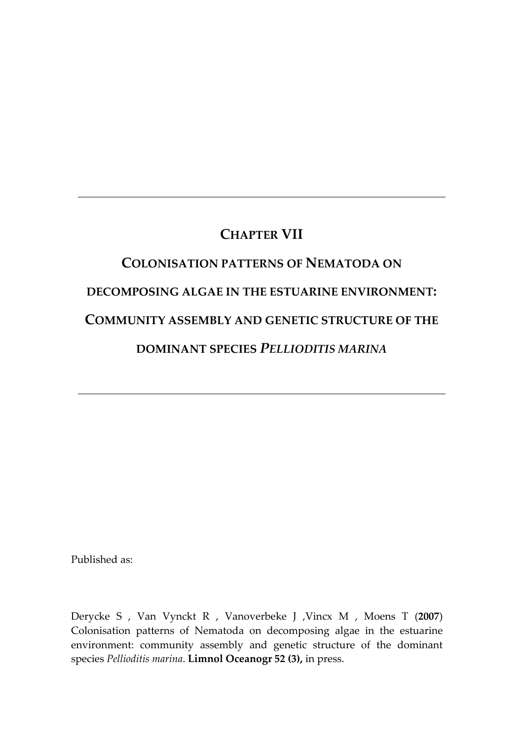# CHAPTER VII

# COLONISATION PATTERNS OF NEMATODA ON DECOMPOSING ALGAE IN THE ESTUARINE ENVIRONMENT: COMMUNITY ASSEMBLY AND GENETIC STRUCTURE OF THE DOMINANT SPECIES *PELLIODITIS MARINA*

Published as:

Derycke S , Van Vynckt R , Vanoverbeke J ,Vincx M , Moens T (**2007**) Colonisation patterns of Nematoda on decomposing algae in the estuarine environment: community assembly and genetic structure of the dominant species *Pellioditis marina*. **Limnol Oceanogr 52 (3),** in press.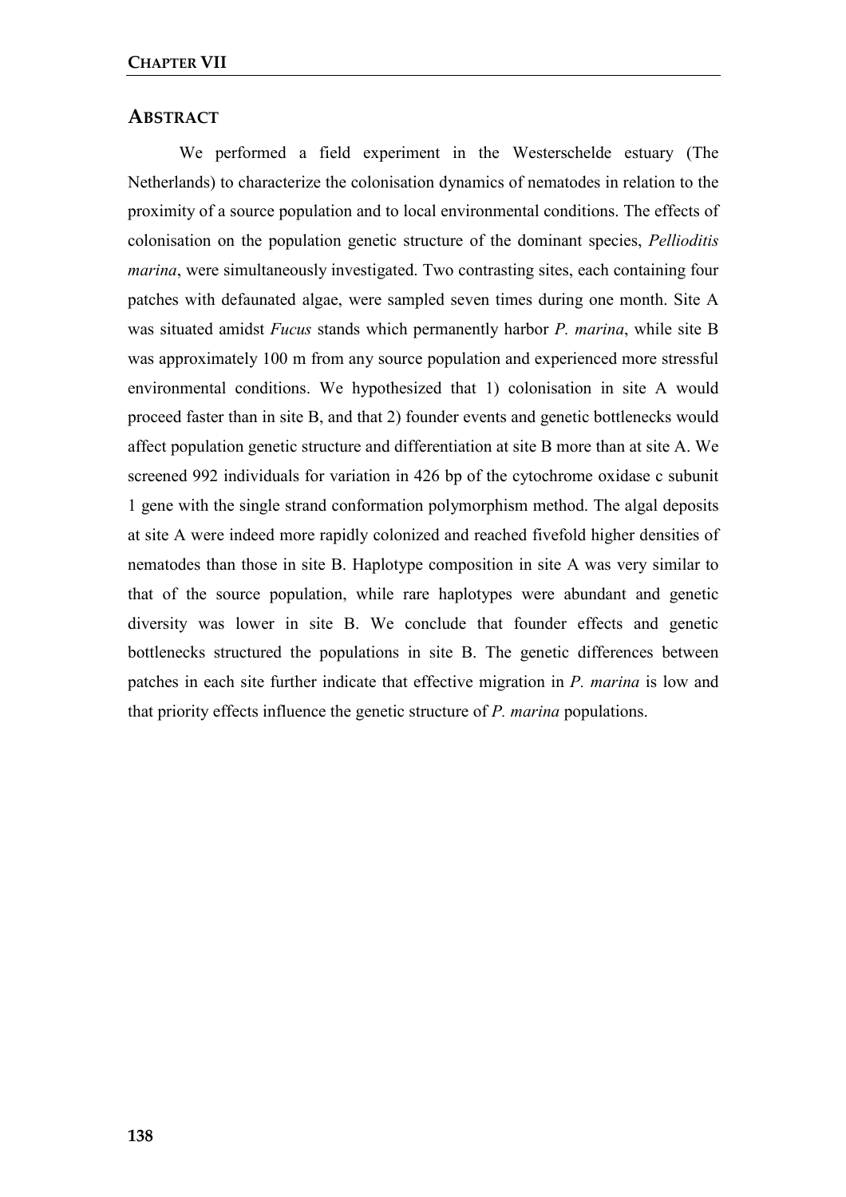## Abstract

We performed a field experiment in the Westerschelde estuary (The Netherlands) to characterize the colonisation dynamics of nematodes in relation to the proximity of a source population and to local environmental conditions. The effects of colonisation on the population genetic structure of the dominant species, *Pellioditis marina*, were simultaneously investigated. Two contrasting sites, each containing four patches with defaunated algae, were sampled seven times during one month. Site A was situated amidst *Fucus* stands which permanently harbor *P. marina*, while site B was approximately 100 m from any source population and experienced more stressful environmental conditions. We hypothesized that 1) colonisation in site A would proceed faster than in site B, and that 2) founder events and genetic bottlenecks would affect population genetic structure and differentiation at site B more than at site A. We screened 992 individuals for variation in 426 bp of the cytochrome oxidase c subunit 1 gene with the single strand conformation polymorphism method. The algal deposits at site A were indeed more rapidly colonized and reached fivefold higher densities of nematodes than those in site B. Haplotype composition in site A was very similar to that of the source population, while rare haplotypes were abundant and genetic diversity was lower in site B. We conclude that founder effects and genetic bottlenecks structured the populations in site B. The genetic differences between patches in each site further indicate that effective migration in *P. marina* is low and that priority effects influence the genetic structure of *P. marina* populations.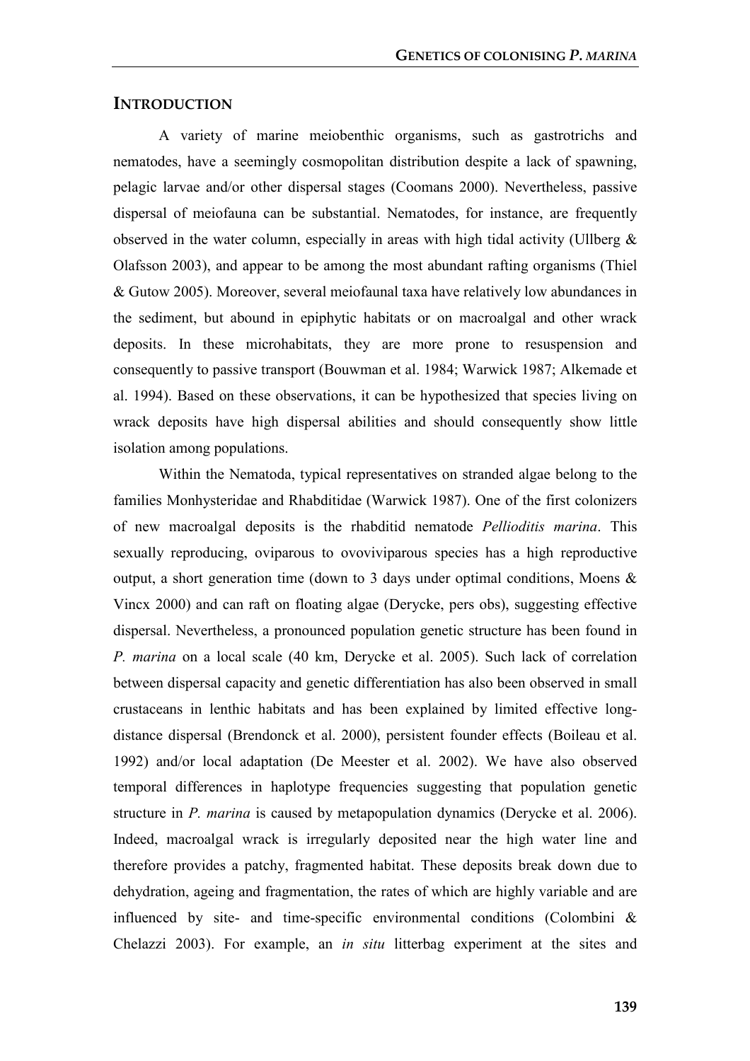## INTRODUCTION

A variety of marine meiobenthic organisms, such as gastrotrichs and nematodes, have a seemingly cosmopolitan distribution despite a lack of spawning, pelagic larvae and/or other dispersal stages (Coomans 2000). Nevertheless, passive dispersal of meiofauna can be substantial. Nematodes, for instance, are frequently observed in the water column, especially in areas with high tidal activity (Ullberg & Olafsson 2003), and appear to be among the most abundant rafting organisms (Thiel & Gutow 2005). Moreover, several meiofaunal taxa have relatively low abundances in the sediment, but abound in epiphytic habitats or on macroalgal and other wrack deposits. In these microhabitats, they are more prone to resuspension and consequently to passive transport (Bouwman et al. 1984; Warwick 1987; Alkemade et al. 1994). Based on these observations, it can be hypothesized that species living on wrack deposits have high dispersal abilities and should consequently show little isolation among populations.

Within the Nematoda, typical representatives on stranded algae belong to the families Monhysteridae and Rhabditidae (Warwick 1987). One of the first colonizers of new macroalgal deposits is the rhabditid nematode *Pellioditis marina*. This sexually reproducing, oviparous to ovoviviparous species has a high reproductive output, a short generation time (down to 3 days under optimal conditions, Moens & Vincx 2000) and can raft on floating algae (Derycke, pers obs), suggesting effective dispersal. Nevertheless, a pronounced population genetic structure has been found in *P. marina* on a local scale (40 km, Derycke et al. 2005). Such lack of correlation between dispersal capacity and genetic differentiation has also been observed in small crustaceans in lenthic habitats and has been explained by limited effective long-distance dispersal (Brendonck et al. 2000), persistent founder effects (Boileau et al. 1992) and/or local adaptation (De Meester et al. 2002). We have also observed temporal differences in haplotype frequencies suggesting that population genetic structure in *P. marina* is caused by metapopulation dynamics (Derycke et al. 2006). Indeed, macroalgal wrack is irregularly deposited near the high water line and therefore provides a patchy, fragmented habitat. These deposits break down due to dehydration, ageing and fragmentation, the rates of which are highly variable and are influenced by site- and time-specific environmental conditions (Colombini & Chelazzi 2003). For example, an *in situ* litterbag experiment at the sites and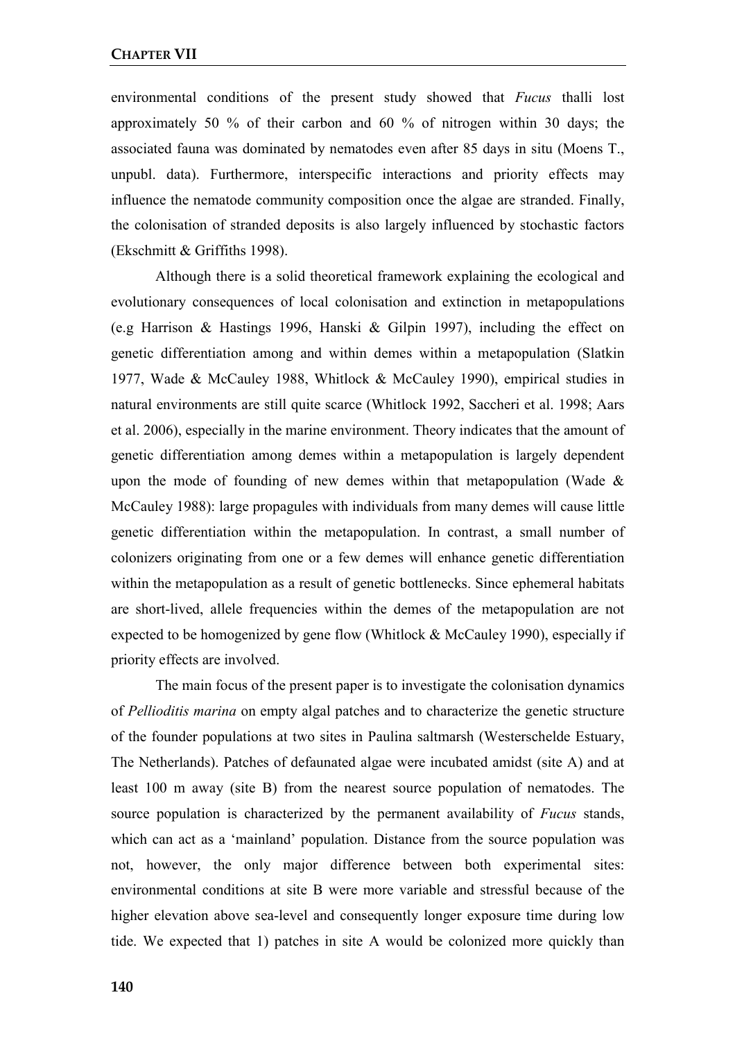environmental conditions of the present study showed that *Fucus* thalli lost approximately 50 % of their carbon and 60 % of nitrogen within 30 days; the associated fauna was dominated by nematodes even after 85 days in situ (Moens T., unpubl. data). Furthermore, interspecific interactions and priority effects may influence the nematode community composition once the algae are stranded. Finally, the colonisation of stranded deposits is also largely influenced by stochastic factors (Ekschmitt & Griffiths 1998).

Although there is a solid theoretical framework explaining the ecological and evolutionary consequences of local colonisation and extinction in metapopulations (e.g Harrison & Hastings 1996, Hanski & Gilpin 1997), including the effect on genetic differentiation among and within demes within a metapopulation (Slatkin 1977, Wade & McCauley 1988, Whitlock & McCauley 1990), empirical studies in natural environments are still quite scarce (Whitlock 1992, Saccheri et al. 1998; Aars et al. 2006), especially in the marine environment. Theory indicates that the amount of genetic differentiation among demes within a metapopulation is largely dependent upon the mode of founding of new demes within that metapopulation (Wade & McCauley 1988): large propagules with individuals from many demes will cause little genetic differentiation within the metapopulation. In contrast, a small number of colonizers originating from one or a few demes will enhance genetic differentiation within the metapopulation as a result of genetic bottlenecks. Since ephemeral habitats are short-lived, allele frequencies within the demes of the metapopulation are not expected to be homogenized by gene flow (Whitlock & McCauley 1990), especially if priority effects are involved.

The main focus of the present paper is to investigate the colonisation dynamics of *Pellioditis marina* on empty algal patches and to characterize the genetic structure of the founder populations at two sites in Paulina saltmarsh (Westerschelde Estuary, The Netherlands). Patches of defaunated algae were incubated amidst (site A) and at least 100 m away (site B) from the nearest source population of nematodes. The source population is characterized by the permanent availability of *Fucus* stands, which can act as a 'mainland' population. Distance from the source population was not, however, the only major difference between both experimental sites: environmental conditions at site B were more variable and stressful because of the higher elevation above sea-level and consequently longer exposure time during low tide. We expected that 1) patches in site A would be colonized more quickly than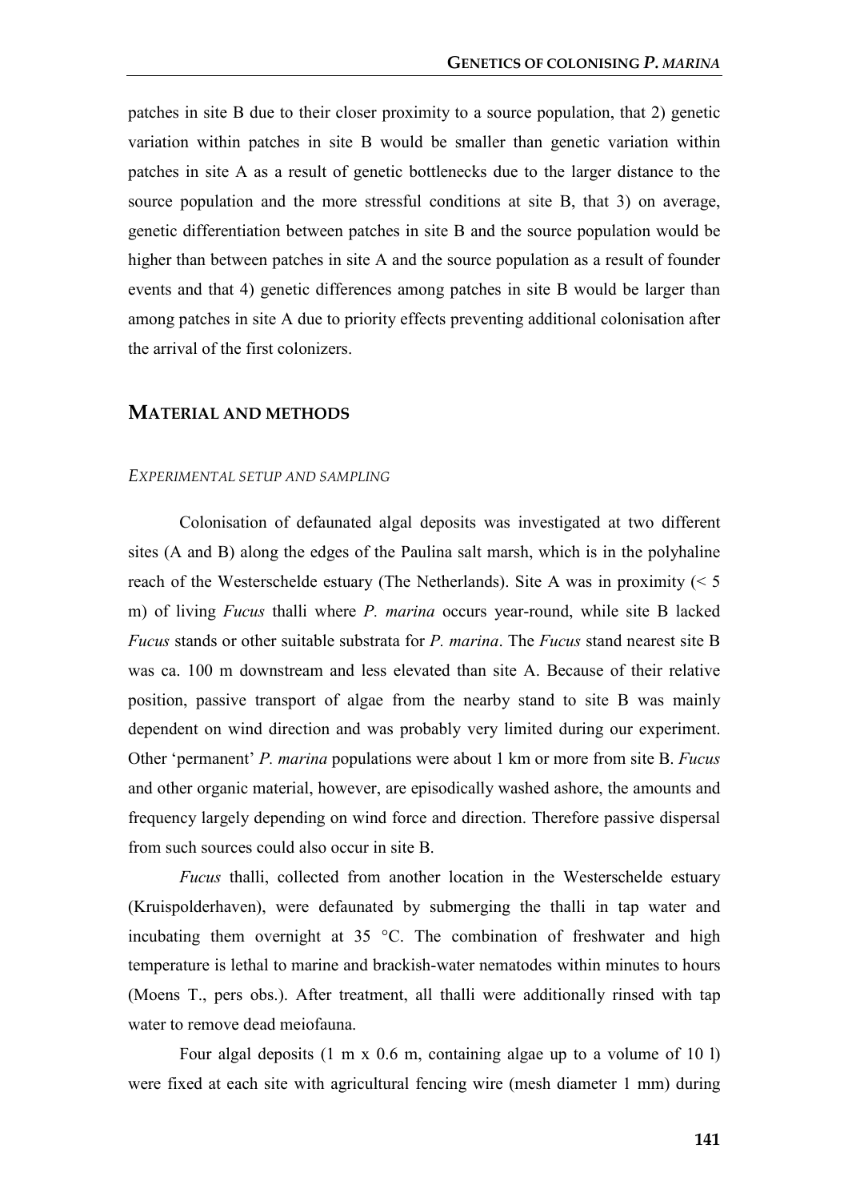patches in site B due to their closer proximity to a source population, that 2) genetic variation within patches in site B would be smaller than genetic variation within patches in site A as a result of genetic bottlenecks due to the larger distance to the source population and the more stressful conditions at site B, that 3) on average, genetic differentiation between patches in site B and the source population would be higher than between patches in site A and the source population as a result of founder events and that 4) genetic differences among patches in site B would be larger than among patches in site A due to priority effects preventing additional colonisation after the arrival of the first colonizers.

## MATERIAL AND METHODS

### *EXPERIMENTAL SETUP AND SAMPLING*

Colonisation of defaunated algal deposits was investigated at two different sites (A and B) along the edges of the Paulina salt marsh, which is in the polyhaline reach of the Westerschelde estuary (The Netherlands). Site A was in proximity (< 5 m) of living *Fucus* thalli where *P. marina* occurs year-round, while site B lacked *Fucus* stands or other suitable substrata for *P. marina*. The *Fucus* stand nearest site B was ca. 100 m downstream and less elevated than site A. Because of their relative position, passive transport of algae from the nearby stand to site B was mainly dependent on wind direction and was probably very limited during our experiment. Other 'permanent' *P. marina* populations were about 1 km or more from site B. *Fucus* and other organic material, however, are episodically washed ashore, the amounts and frequency largely depending on wind force and direction. Therefore passive dispersal from such sources could also occur in site B.

*Fucus* thalli, collected from another location in the Westerschelde estuary (Kruispolderhaven), were defaunated by submerging the thalli in tap water and incubating them overnight at 35 °C. The combination of freshwater and high temperature is lethal to marine and brackish-water nematodes within minutes to hours (Moens T., pers obs.). After treatment, all thalli were additionally rinsed with tap water to remove dead meiofauna.

Four algal deposits (1 m x 0.6 m, containing algae up to a volume of 10 l) were fixed at each site with agricultural fencing wire (mesh diameter 1 mm) during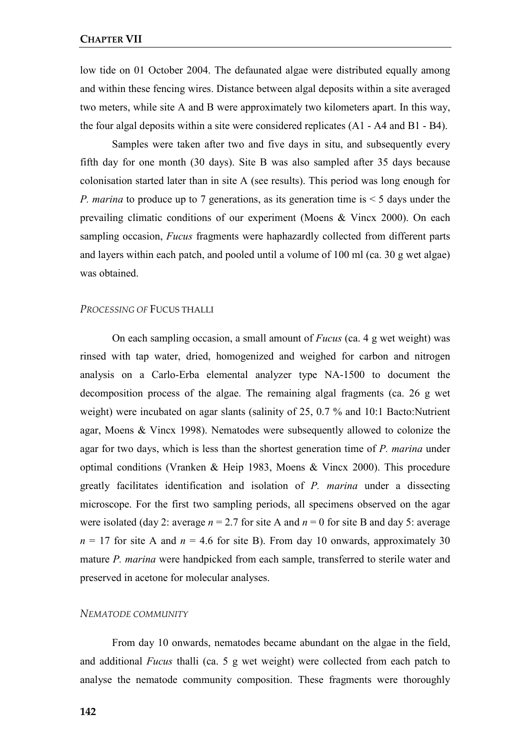low tide on 01 October 2004. The defaunated algae were distributed equally among and within these fencing wires. Distance between algal deposits within a site averaged two meters, while site A and B were approximately two kilometers apart. In this way, the four algal deposits within a site were considered replicates (A1 - A4 and B1 - B4).

Samples were taken after two and five days in situ, and subsequently every fifth day for one month (30 days). Site B was also sampled after 35 days because colonisation started later than in site A (see results). This period was long enough for *P. marina* to produce up to 7 generations, as its generation time is < 5 days under the prevailing climatic conditions of our experiment (Moens & Vincx 2000). On each sampling occasion, *Fucus* fragments were haphazardly collected from different parts and layers within each patch, and pooled until a volume of 100 ml (ca. 30 g wet algae) was obtained.

### *PROCESSING OF* FUCUS THALLI

On each sampling occasion, a small amount of *Fucus* (ca. 4 g wet weight) was rinsed with tap water, dried, homogenized and weighed for carbon and nitrogen analysis on a Carlo-Erba elemental analyzer type NA-1500 to document the decomposition process of the algae. The remaining algal fragments (ca. 26 g wet weight) were incubated on agar slants (salinity of 25, 0.7 % and 10:1 Bacto:Nutrient agar, Moens & Vincx 1998). Nematodes were subsequently allowed to colonize the agar for two days, which is less than the shortest generation time of *P. marina* under optimal conditions (Vranken & Heip 1983, Moens & Vincx 2000). This procedure greatly facilitates identification and isolation of *P. marina* under a dissecting microscope. For the first two sampling periods, all specimens observed on the agar were isolated (day 2: average $n = 2.7$ for site A and $n = 0$ for site B and day 5: average $n = 17$ for site A and $n = 4.6$ for site B). From day 10 onwards, approximately 30 mature *P. marina* were handpicked from each sample, transferred to sterile water and preserved in acetone for molecular analyses.

### *NEMATODE COMMUNITY*

From day 10 onwards, nematodes became abundant on the algae in the field, and additional *Fucus* thalli (ca. 5 g wet weight) were collected from each patch to analyse the nematode community composition. These fragments were thoroughly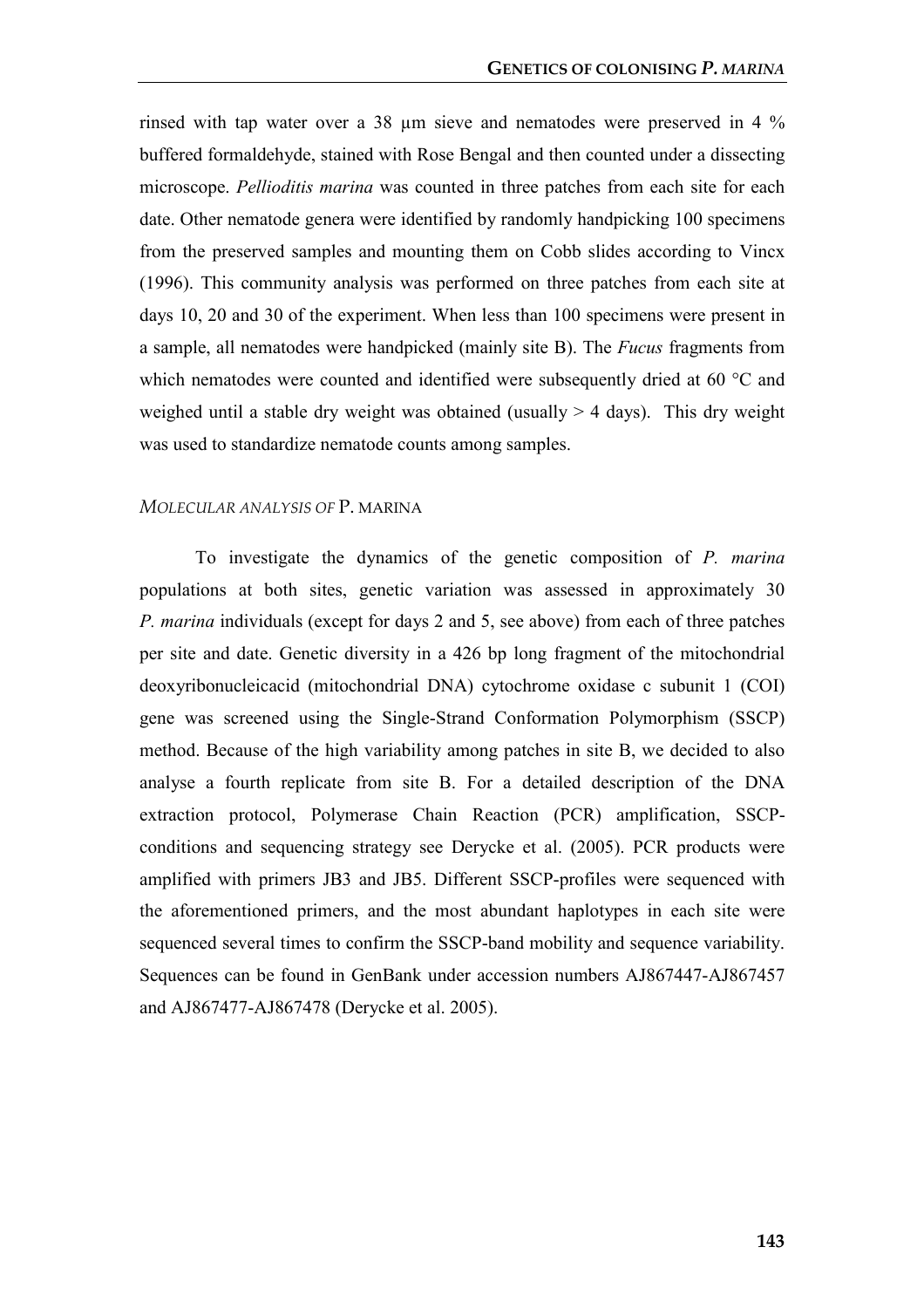rinsed with tap water over a 38 µm sieve and nematodes were preserved in 4 % buffered formaldehyde, stained with Rose Bengal and then counted under a dissecting microscope. *Pellioditis marina* was counted in three patches from each site for each date. Other nematode genera were identified by randomly handpicking 100 specimens from the preserved samples and mounting them on Cobb slides according to Vincx (1996). This community analysis was performed on three patches from each site at days 10, 20 and 30 of the experiment. When less than 100 specimens were present in a sample, all nematodes were handpicked (mainly site B). The *Fucus* fragments from which nematodes were counted and identified were subsequently dried at 60 °C and weighed until a stable dry weight was obtained (usually > 4 days). This dry weight was used to standardize nematode counts among samples.

### *MOLECULAR ANALYSIS OF* P. MARINA

To investigate the dynamics of the genetic composition of *P. marina* populations at both sites, genetic variation was assessed in approximately 30 *P. marina* individuals (except for days 2 and 5, see above) from each of three patches per site and date. Genetic diversity in a 426 bp long fragment of the mitochondrial deoxyribonucleicacid (mitochondrial DNA) cytochrome oxidase c subunit 1 (COI) gene was screened using the Single-Strand Conformation Polymorphism (SSCP) method. Because of the high variability among patches in site B, we decided to also analyse a fourth replicate from site B. For a detailed description of the DNA extraction protocol, Polymerase Chain Reaction (PCR) amplification, SSCP-conditions and sequencing strategy see Derycke et al. (2005). PCR products were amplified with primers JB3 and JB5. Different SSCP-profiles were sequenced with the aforementioned primers, and the most abundant haplotypes in each site were sequenced several times to confirm the SSCP-band mobility and sequence variability. Sequences can be found in GenBank under accession numbers AJ867447-AJ867457 and AJ867477-AJ867478 (Derycke et al. 2005).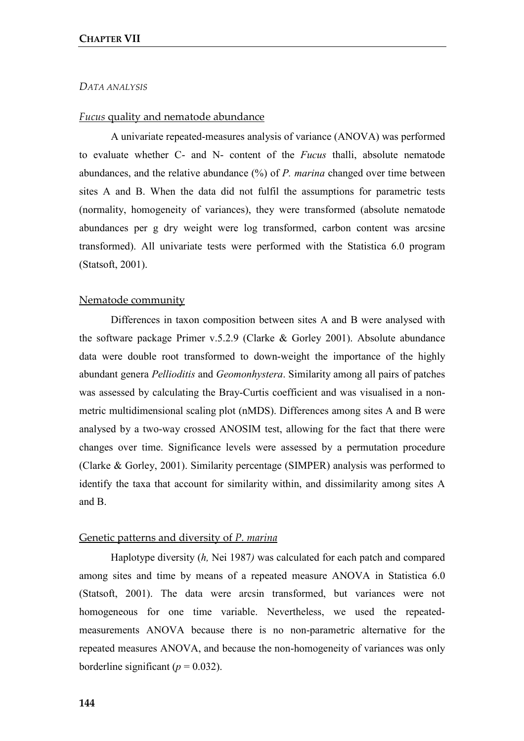*DATA ANALYSIS*

### *Fucus* quality and nematode abundance

A univariate repeated-measures analysis of variance (ANOVA) was performed to evaluate whether C- and N- content of the *Fucus* thalli, absolute nematode abundances, and the relative abundance (%) of *P. marina* changed over time between sites A and B. When the data did not fulfil the assumptions for parametric tests (normality, homogeneity of variances), they were transformed (absolute nematode abundances per g dry weight were log transformed, carbon content was arcsine transformed). All univariate tests were performed with the Statistica 6.0 program (Statsoft, 2001).

### Nematode community

Differences in taxon composition between sites A and B were analysed with the software package Primer v.5.2.9 (Clarke & Gorley 2001). Absolute abundance data were double root transformed to down-weight the importance of the highly abundant genera *Pellioditis* and *Geomonhystera*. Similarity among all pairs of patches was assessed by calculating the Bray-Curtis coefficient and was visualised in a non-metric multidimensional scaling plot (nMDS). Differences among sites A and B were analysed by a two-way crossed ANOSIM test, allowing for the fact that there were changes over time. Significance levels were assessed by a permutation procedure (Clarke & Gorley, 2001). Similarity percentage (SIMPER) analysis was performed to identify the taxa that account for similarity within, and dissimilarity among sites A and B.

### Genetic patterns and diversity of *P. marina*

Haplotype diversity (*h,* Nei 1987*)* was calculated for each patch and compared among sites and time by means of a repeated measure ANOVA in Statistica 6.0 (Statsoft, 2001). The data were arcsin transformed, but variances were not homogeneous for one time variable. Nevertheless, we used the repeated-measurements ANOVA because there is no non-parametric alternative for the repeated measures ANOVA, and because the non-homogeneity of variances was only borderline significant ($p = 0.032$).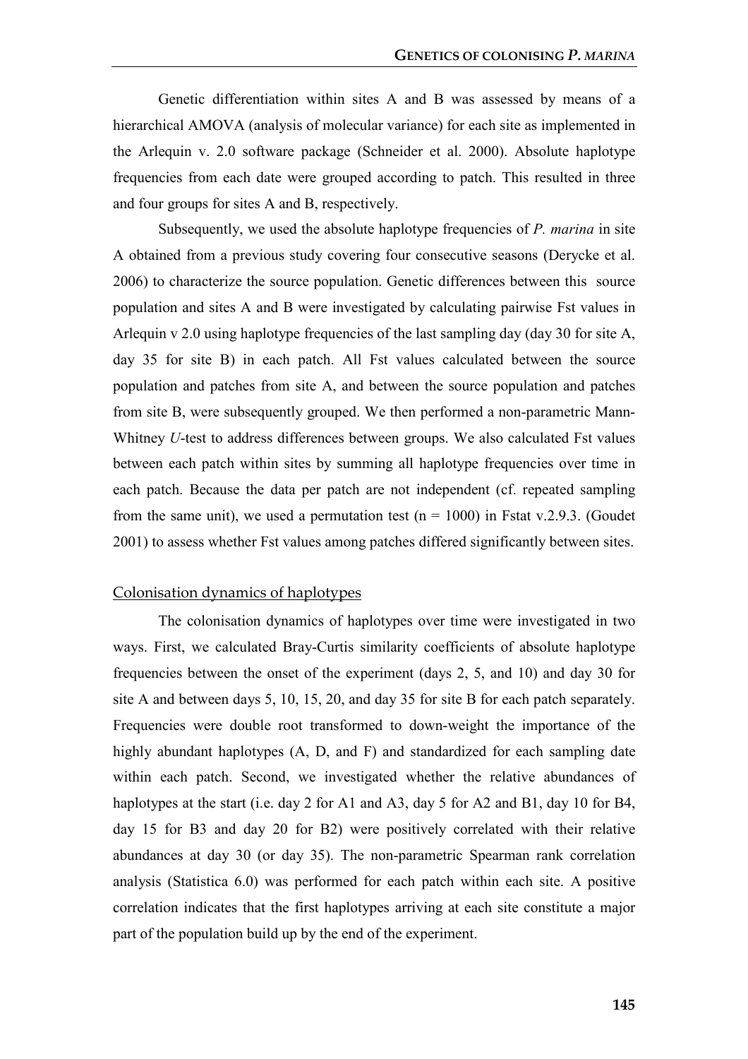Genetic differentiation within sites A and B was assessed by means of a hierarchical AMOVA (analysis of molecular variance) for each site as implemented in the Arlequin v. 2.0 software package (Schneider et al. 2000). Absolute haplotype frequencies from each date were grouped according to patch. This resulted in three and four groups for sites A and B, respectively.

Subsequently, we used the absolute haplotype frequencies of *P. marina* in site A obtained from a previous study covering four consecutive seasons (Derycke et al. 2006) to characterize the source population. Genetic differences between this source population and sites A and B were investigated by calculating pairwise Fst values in Arlequin v 2.0 using haplotype frequencies of the last sampling day (day 30 for site A, day 35 for site B) in each patch. All Fst values calculated between the source population and patches from site A, and between the source population and patches from site B, were subsequently grouped. We then performed a non-parametric Mann-Whitney *U*-test to address differences between groups. We also calculated Fst values between each patch within sites by summing all haplotype frequencies over time in each patch. Because the data per patch are not independent (cf. repeated sampling from the same unit), we used a permutation test ($n = 1000$) in Fstat v.2.9.3. (Goudet 2001) to assess whether Fst values among patches differed significantly between sites.

## Colonisation dynamics of haplotypes

The colonisation dynamics of haplotypes over time were investigated in two ways. First, we calculated Bray-Curtis similarity coefficients of absolute haplotype frequencies between the onset of the experiment (days 2, 5, and 10) and day 30 for site A and between days 5, 10, 15, 20, and day 35 for site B for each patch separately. Frequencies were double root transformed to down-weight the importance of the highly abundant haplotypes (A, D, and F) and standardized for each sampling date within each patch. Second, we investigated whether the relative abundances of haplotypes at the start (i.e. day 2 for A1 and A3, day 5 for A2 and B1, day 10 for B4, day 15 for B3 and day 20 for B2) were positively correlated with their relative abundances at day 30 (or day 35). The non-parametric Spearman rank correlation analysis (Statistica 6.0) was performed for each patch within each site. A positive correlation indicates that the first haplotypes arriving at each site constitute a major part of the population build up by the end of the experiment.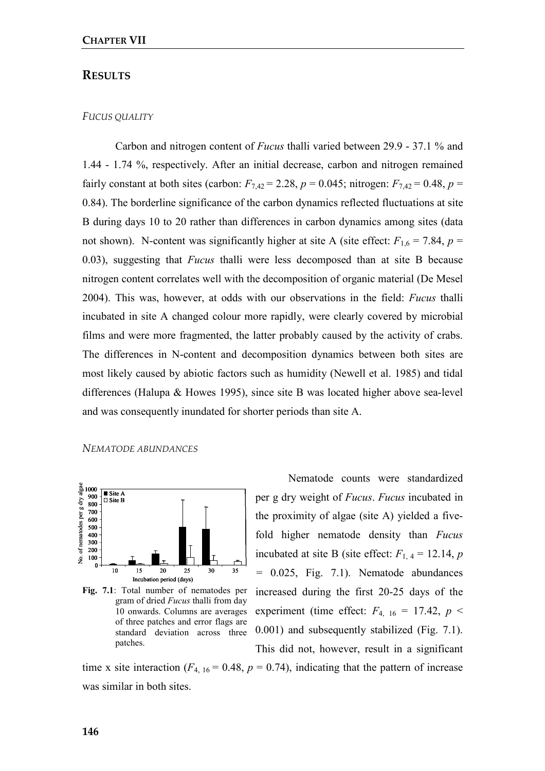## RESULTS

### *FUCUS QUALITY*

Carbon and nitrogen content of *Fucus* thalli varied between 29.9 - 37.1 % and 1.44 - 1.74 %, respectively. After an initial decrease, carbon and nitrogen remained fairly constant at both sites (carbon: $F_{7,42} = 2.28$, $p = 0.045$; nitrogen: $F_{7,42} = 0.48$, $p = 0.84$). The borderline significance of the carbon dynamics reflected fluctuations at site B during days 10 to 20 rather than differences in carbon dynamics among sites (data not shown). N-content was significantly higher at site A (site effect: $F_{1,6} = 7.84$, $p = 0.03$), suggesting that *Fucus* thalli were less decomposed than at site B because nitrogen content correlates well with the decomposition of organic material (De Mesel 2004). This was, however, at odds with our observations in the field: *Fucus* thalli incubated in site A changed colour more rapidly, were clearly covered by microbial films and were more fragmented, the latter probably caused by the activity of crabs. The differences in N-content and decomposition dynamics between both sites are most likely caused by abiotic factors such as humidity (Newell et al. 1985) and tidal differences (Halupa & Howes 1995), since site B was located higher above sea-level and was consequently inundated for shorter periods than site A.

### *NEMATODE ABUNDANCES*

**Fig. 7.1**: Total number of nematodes per gram of dried *Fucus* thalli from day 10 onwards. Columns are averages of three patches and error flags are standard deviation across three patches.

Nematode counts were standardized per g dry weight of *Fucus*. *Fucus* incubated in the proximity of algae (site A) yielded a five-fold higher nematode density than *Fucus* incubated at site B (site effect: $F_{1,4} = 12.14$, $p = 0.025$, Fig. 7.1). Nematode abundances increased during the first 20-25 days of the experiment (time effect: $F_{4,16} = 17.42$, $p < 0.001$) and subsequently stabilized (Fig. 7.1). This did not, however, result in a significant time x site interaction ($F_{4,16} = 0.48$, $p = 0.74$), indicating that the pattern of increase was similar in both sites.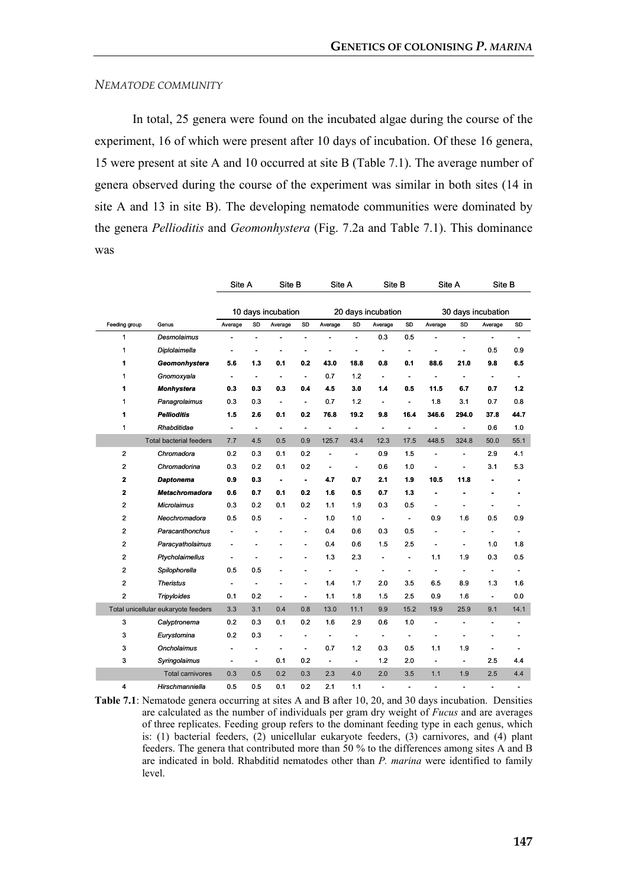*NEMATODE COMMUNITY*

In total, 25 genera were found on the incubated algae during the course of the experiment, 16 of which were present after 10 days of incubation. Of these 16 genera, 15 were present at site A and 10 occurred at site B (Table 7.1). The average number of genera observed during the course of the experiment was similar in both sites (14 in site A and 13 in site B). The developing nematode communities were dominated by the genera *Pellioditis* and *Geomonhystera* (Fig. 7.2a and Table 7.1). This dominance was

| | | Site A | | Site B | | Site A | | Site B | | Site A | | Site B | |
|---|---|---|---|---|---|---|---|---|---|---|---|---|---|
| | | 10 days incubation | | | | 20 days incubation | | | | 30 days incubation | | | |
| Feeding group | Genus | Average | SD | Average | SD | Average | SD | Average | SD | Average | SD | Average | SD |
| 1 | *Desmolaimus* | - | - | - | - | - | - | 0.3 | 0.5 | - | - | - | - |
| 1 | *Diplolaimella* | - | - | - | - | - | - | - | - | - | - | 0.5 | 0.9 |
| **1** | ***Geomonhystera*** | **5.6** | **1.3** | **0.1** | **0.2** | **43.0** | **18.8** | **0.8** | **0.1** | **88.6** | **21.0** | **9.8** | **6.5** |
| 1 | *Gnomoxyala* | - | - | - | - | 0.7 | 1.2 | - | - | - | - | - | - |
| **1** | ***Monhystera*** | **0.3** | **0.3** | **0.3** | **0.4** | **4.5** | **3.0** | **1.4** | **0.5** | **11.5** | **6.7** | **0.7** | **1.2** |
| 1 | *Panagrolaimus* | 0.3 | 0.3 | - | - | 0.7 | 1.2 | - | - | 1.8 | 3.1 | 0.7 | 0.8 |
| **1** | ***Pellioditis*** | **1.5** | **2.6** | **0.1** | **0.2** | **76.8** | **19.2** | **9.8** | **16.4** | **346.6** | **294.0** | **37.8** | **44.7** |
| 1 | *Rhabditidae* | - | - | - | - | - | - | - | - | - | - | 0.6 | 1.0 |
| | Total bacterial feeders | 7.7 | 4.5 | 0.5 | 0.9 | 125.7 | 43.4 | 12.3 | 17.5 | 448.5 | 324.8 | 50.0 | 55.1 |
| 2 | *Chromadora* | 0.2 | 0.3 | 0.1 | 0.2 | - | - | 0.9 | 1.5 | - | - | 2.9 | 4.1 |
| 2 | *Chromadorina* | 0.3 | 0.2 | 0.1 | 0.2 | - | - | 0.6 | 1.0 | - | - | 3.1 | 5.3 |
| **2** | ***Daptonema*** | **0.9** | **0.3** | **-** | **-** | **4.7** | **0.7** | **2.1** | **1.9** | **10.5** | **11.8** | **-** | **-** |
| **2** | ***Metachromadora*** | **0.6** | **0.7** | **0.1** | **0.2** | **1.6** | **0.5** | **0.7** | **1.3** | **-** | **-** | **-** | **-** |
| 2 | *Microlaimus* | 0.3 | 0.2 | 0.1 | 0.2 | 1.1 | 1.9 | 0.3 | 0.5 | - | - | - | - |
| 2 | *Neochromadora* | 0.5 | 0.5 | - | - | 1.0 | 1.0 | - | - | 0.9 | 1.6 | 0.5 | 0.9 |
| 2 | *Paracanthonchus* | - | - | - | - | 0.4 | 0.6 | 0.3 | 0.5 | - | - | - | - |
| 2 | *Paracyatholaimus* | - | - | - | - | 0.4 | 0.6 | 1.5 | 2.5 | - | - | 1.0 | 1.8 |
| 2 | *Ptycholaimellus* | - | - | - | - | 1.3 | 2.3 | - | - | 1.1 | 1.9 | 0.3 | 0.5 |
| 2 | *Spilophorella* | 0.5 | 0.5 | - | - | - | - | - | - | - | - | - | - |
| 2 | *Theristus* | - | - | - | - | 1.4 | 1.7 | 2.0 | 3.5 | 6.5 | 8.9 | 1.3 | 1.6 |
| 2 | *Tripyloides* | 0.1 | 0.2 | - | - | 1.1 | 1.8 | 1.5 | 2.5 | 0.9 | 1.6 | - | 0.0 |
| | Total unicellular eukaryote feeders | 3.3 | 3.1 | 0.4 | 0.8 | 13.0 | 11.1 | 9.9 | 15.2 | 19.9 | 25.9 | 9.1 | 14.1 |
| 3 | *Calyptronema* | 0.2 | 0.3 | 0.1 | 0.2 | 1.6 | 2.9 | 0.6 | 1.0 | - | - | - | - |
| 3 | *Eurystomina* | 0.2 | 0.3 | - | - | - | - | - | - | - | - | - | - |
| 3 | *Oncholaimus* | - | - | - | - | 0.7 | 1.2 | 0.3 | 0.5 | 1.1 | 1.9 | - | - |
| 3 | *Syringolaimus* | - | - | 0.1 | 0.2 | - | - | 1.2 | 2.0 | - | - | 2.5 | 4.4 |
| | Total carnivores | 0.3 | 0.5 | 0.2 | 0.3 | 2.3 | 4.0 | 2.0 | 3.5 | 1.1 | 1.9 | 2.5 | 4.4 |
| 4 | *Hirschmanniella* | 0.5 | 0.5 | 0.1 | 0.2 | 2.1 | 1.1 | - | - | - | - | - | - |

**Table 7.1**: Nematode genera occurring at sites A and B after 10, 20, and 30 days incubation. Densities are calculated as the number of individuals per gram dry weight of *Fucus* and are averages of three replicates. Feeding group refers to the dominant feeding type in each genus, which is: (1) bacterial feeders, (2) unicellular eukaryote feeders, (3) carnivores, and (4) plant feeders. The genera that contributed more than 50 % to the differences among sites A and B are indicated in bold. Rhabditid nematodes other than *P. marina* were identified to family level.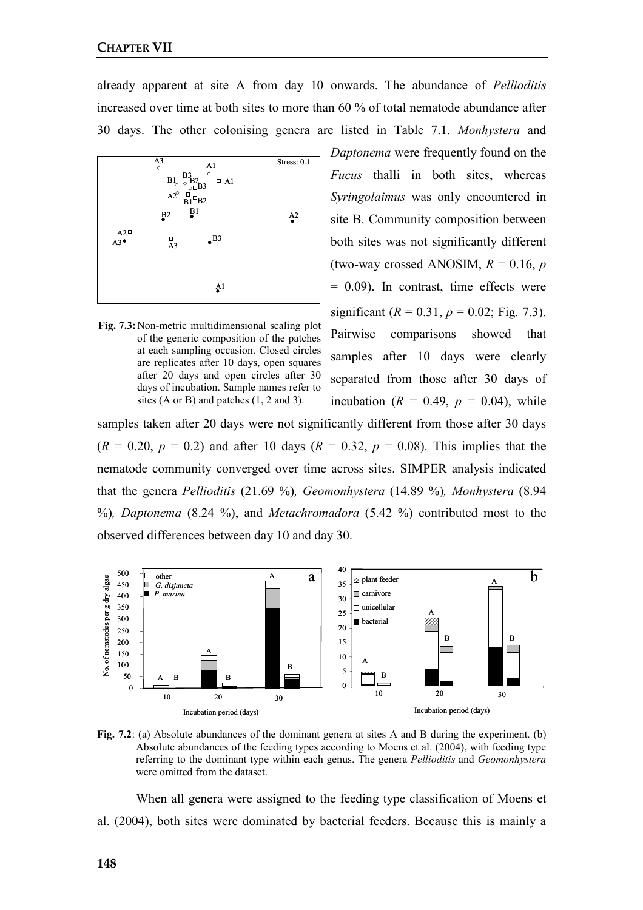already apparent at site A from day 10 onwards. The abundance of *Pellioditis* increased over time at both sites to more than 60 % of total nematode abundance after 30 days. The other colonising genera are listed in Table 7.1. *Monhystera* and *Daptonema* were frequently found on the *Fucus* thalli in both sites, whereas *Syringolaimus* was only encountered in site B. Community composition between both sites was not significantly different (two-way crossed ANOSIM, $R = 0.16$, $p = 0.09$). In contrast, time effects were significant ($R = 0.31$, $p = 0.02$; Fig. 7.3). Pairwise comparisons showed that samples after 10 days were clearly separated from those after 30 days of incubation ($R = 0.49$, $p = 0.04$), while samples taken after 20 days were not significantly different from those after 30 days ($R = 0.20$, $p = 0.2$) and after 10 days ($R = 0.32$, $p = 0.08$). This implies that the nematode community converged over time across sites. SIMPER analysis indicated that the genera *Pellioditis* (21.69 %), *Geomonhystera* (14.89 %), *Monhystera* (8.94 %), *Daptonema* (8.24 %), and *Metachromadora* (5.42 %) contributed most to the observed differences between day 10 and day 30.

**Fig. 7.3:** Non-metric multidimensional scaling plot of the generic composition of the patches at each sampling occasion. Closed circles are replicates after 10 days, open squares after 20 days and open circles after 30 days of incubation. Sample names refer to sites (A or B) and patches (1, 2 and 3).

**Fig. 7.2**: (a) Absolute abundances of the dominant genera at sites A and B during the experiment. (b) Absolute abundances of the feeding types according to Moens et al. (2004), with feeding type referring to the dominant type within each genus. The genera *Pellioditis* and *Geomonhystera* were omitted from the dataset.

When all genera were assigned to the feeding type classification of Moens et al. (2004), both sites were dominated by bacterial feeders. Because this is mainly a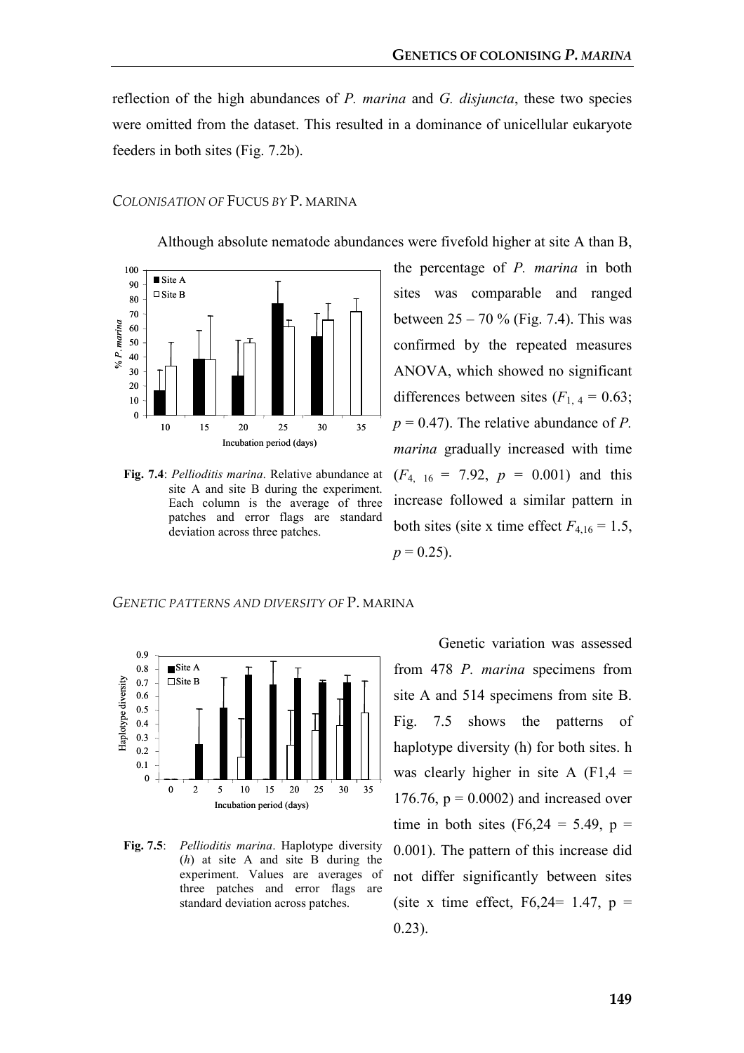reflection of the high abundances of *P. marina* and *G. disjuncta*, these two species were omitted from the dataset. This resulted in a dominance of unicellular eukaryote feeders in both sites (Fig. 7.2b).

### *COLONISATION OF* FUCUS *BY* P. MARINA

Although absolute nematode abundances were fivefold higher at site A than B, the percentage of *P. marina* in both sites was comparable and ranged between 25 – 70 % (Fig. 7.4). This was confirmed by the repeated measures ANOVA, which showed no significant differences between sites ($F_{1,4} = 0.63$; $p = 0.47$). The relative abundance of *P. marina* gradually increased with time ($F_{4,16} = 7.92$, $p = 0.001$) and this increase followed a similar pattern in both sites (site x time effect $F_{4,16} = 1.5$, $p = 0.25$).

**Fig. 7.4**: *Pellioditis marina*. Relative abundance at site A and site B during the experiment. Each column is the average of three patches and error flags are standard deviation across three patches.

### *GENETIC PATTERNS AND DIVERSITY OF* P. MARINA

Genetic variation was assessed from 478 *P. marina* specimens from site A and 514 specimens from site B. Fig. 7.5 shows the patterns of haplotype diversity (h) for both sites. h was clearly higher in site A ($F_{1,4} = 176.76$, $p = 0.0002$) and increased over time in both sites ($F_{6,24} = 5.49$, $p = 0.001$). The pattern of this increase did not differ significantly between sites (site x time effect, $F_{6,24} = 1.47$, $p = 0.23$).

**Fig. 7.5**: *Pellioditis marina*. Haplotype diversity (*h*) at site A and site B during the experiment. Values are averages of three patches and error flags are standard deviation across patches.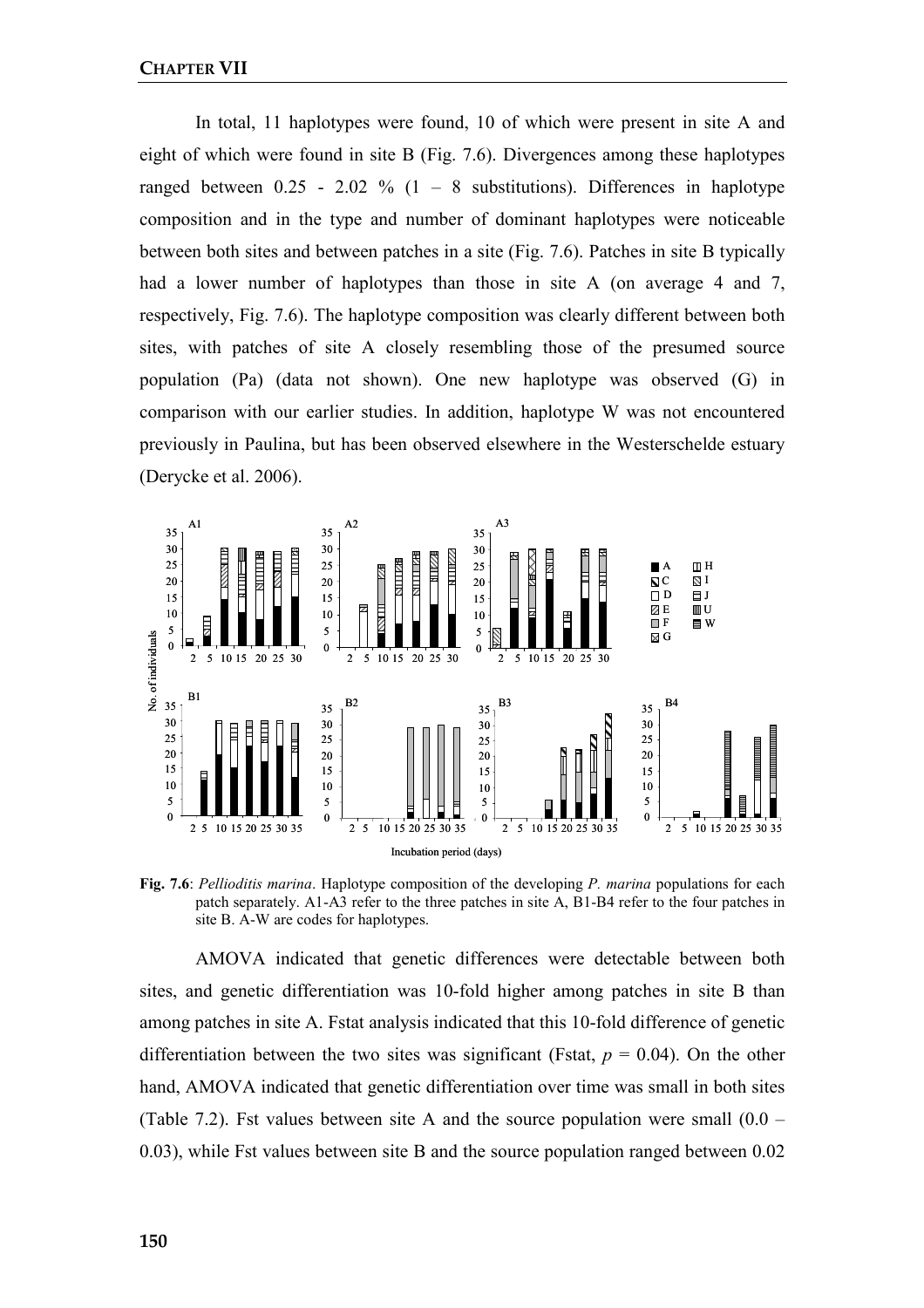In total, 11 haplotypes were found, 10 of which were present in site A and eight of which were found in site B (Fig. 7.6). Divergences among these haplotypes ranged between 0.25 - 2.02 % (1 – 8 substitutions). Differences in haplotype composition and in the type and number of dominant haplotypes were noticeable between both sites and between patches in a site (Fig. 7.6). Patches in site B typically had a lower number of haplotypes than those in site A (on average 4 and 7, respectively, Fig. 7.6). The haplotype composition was clearly different between both sites, with patches of site A closely resembling those of the presumed source population (Pa) (data not shown). One new haplotype was observed (G) in comparison with our earlier studies. In addition, haplotype W was not encountered previously in Paulina, but has been observed elsewhere in the Westerschelde estuary (Derycke et al. 2006).

**Fig. 7.6**: *Pellioditis marina*. Haplotype composition of the developing *P. marina* populations for each patch separately. A1-A3 refer to the three patches in site A, B1-B4 refer to the four patches in site B. A-W are codes for haplotypes.

AMOVA indicated that genetic differences were detectable between both sites, and genetic differentiation was 10-fold higher among patches in site B than among patches in site A. Fstat analysis indicated that this 10-fold difference of genetic differentiation between the two sites was significant (Fstat, $p = 0.04$). On the other hand, AMOVA indicated that genetic differentiation over time was small in both sites (Table 7.2). Fst values between site A and the source population were small (0.0 – 0.03), while Fst values between site B and the source population ranged between 0.02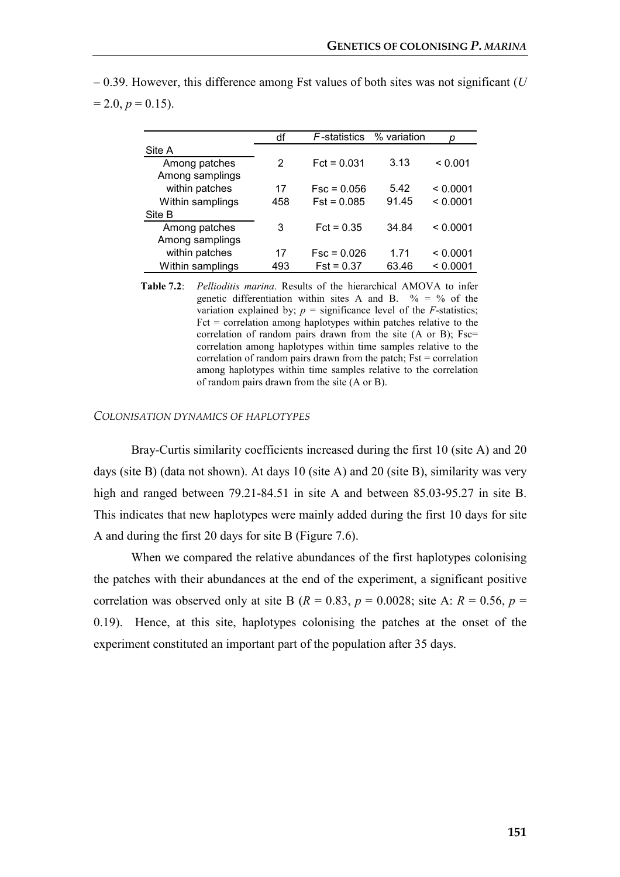– 0.39. However, this difference among Fst values of both sites was not significant ($U = 2.0$, $p = 0.15$).

| | df | *F*-statistics | % variation | *p* |
|---|---|---|---|---|
| Site A | | | | |
| Among patches | 2 | Fct = 0.031 | 3.13 | < 0.001 |
| Among samplings within patches | 17 | Fsc = 0.056 | 5.42 | < 0.0001 |
| Within samplings | 458 | Fst = 0.085 | 91.45 | < 0.0001 |
| Site B | | | | |
| Among patches | 3 | Fct = 0.35 | 34.84 | < 0.0001 |
| Among samplings within patches | 17 | Fsc = 0.026 | 1.71 | < 0.0001 |
| Within samplings | 493 | Fst = 0.37 | 63.46 | < 0.0001 |

**Table 7.2**: *Pellioditis marina*. Results of the hierarchical AMOVA to infer genetic differentiation within sites A and B. % = % of the variation explained by; $p$ = significance level of the *F*-statistics; Fct = correlation among haplotypes within patches relative to the correlation of random pairs drawn from the site (A or B); Fsc= correlation among haplotypes within time samples relative to the correlation of random pairs drawn from the patch; Fst = correlation among haplotypes within time samples relative to the correlation of random pairs drawn from the site (A or B).

### *COLONISATION DYNAMICS OF HAPLOTYPES*

Bray-Curtis similarity coefficients increased during the first 10 (site A) and 20 days (site B) (data not shown). At days 10 (site A) and 20 (site B), similarity was very high and ranged between 79.21-84.51 in site A and between 85.03-95.27 in site B. This indicates that new haplotypes were mainly added during the first 10 days for site A and during the first 20 days for site B (Figure 7.6).

When we compared the relative abundances of the first haplotypes colonising the patches with their abundances at the end of the experiment, a significant positive correlation was observed only at site B ($R = 0.83$, $p = 0.0028$; site A: $R = 0.56$, $p = 0.19$). Hence, at this site, haplotypes colonising the patches at the onset of the experiment constituted an important part of the population after 35 days.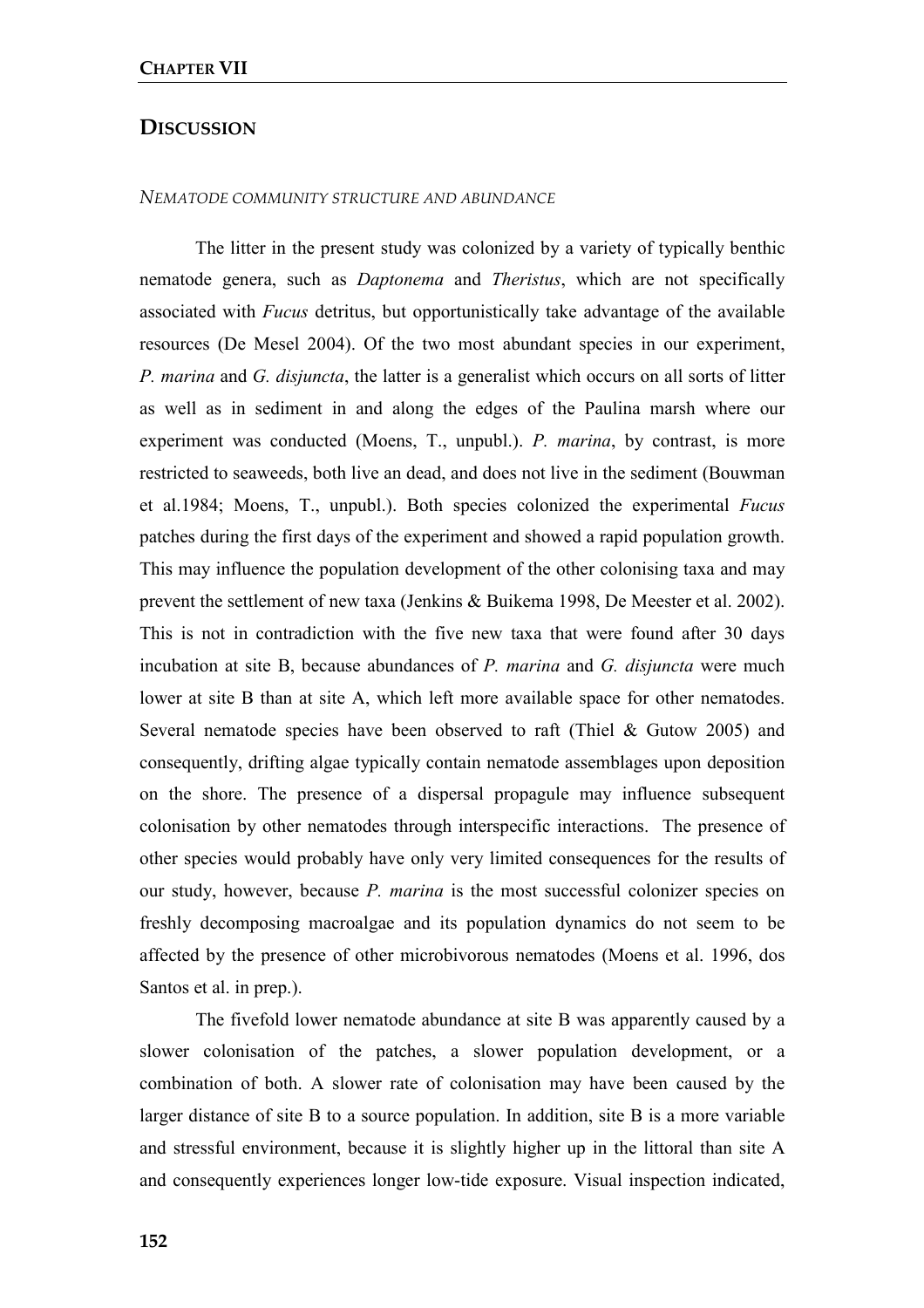## DISCUSSION

### *NEMATODE COMMUNITY STRUCTURE AND ABUNDANCE*

The litter in the present study was colonized by a variety of typically benthic nematode genera, such as *Daptonema* and *Theristus*, which are not specifically associated with *Fucus* detritus, but opportunistically take advantage of the available resources (De Mesel 2004). Of the two most abundant species in our experiment, *P. marina* and *G. disjuncta*, the latter is a generalist which occurs on all sorts of litter as well as in sediment in and along the edges of the Paulina marsh where our experiment was conducted (Moens, T., unpubl.). *P. marina*, by contrast, is more restricted to seaweeds, both live an dead, and does not live in the sediment (Bouwman et al.1984; Moens, T., unpubl.). Both species colonized the experimental *Fucus* patches during the first days of the experiment and showed a rapid population growth. This may influence the population development of the other colonising taxa and may prevent the settlement of new taxa (Jenkins & Buikema 1998, De Meester et al. 2002). This is not in contradiction with the five new taxa that were found after 30 days incubation at site B, because abundances of *P. marina* and *G. disjuncta* were much lower at site B than at site A, which left more available space for other nematodes. Several nematode species have been observed to raft (Thiel & Gutow 2005) and consequently, drifting algae typically contain nematode assemblages upon deposition on the shore. The presence of a dispersal propagule may influence subsequent colonisation by other nematodes through interspecific interactions. The presence of other species would probably have only very limited consequences for the results of our study, however, because *P. marina* is the most successful colonizer species on freshly decomposing macroalgae and its population dynamics do not seem to be affected by the presence of other microbivorous nematodes (Moens et al. 1996, dos Santos et al. in prep.).

The fivefold lower nematode abundance at site B was apparently caused by a slower colonisation of the patches, a slower population development, or a combination of both. A slower rate of colonisation may have been caused by the larger distance of site B to a source population. In addition, site B is a more variable and stressful environment, because it is slightly higher up in the littoral than site A and consequently experiences longer low-tide exposure. Visual inspection indicated,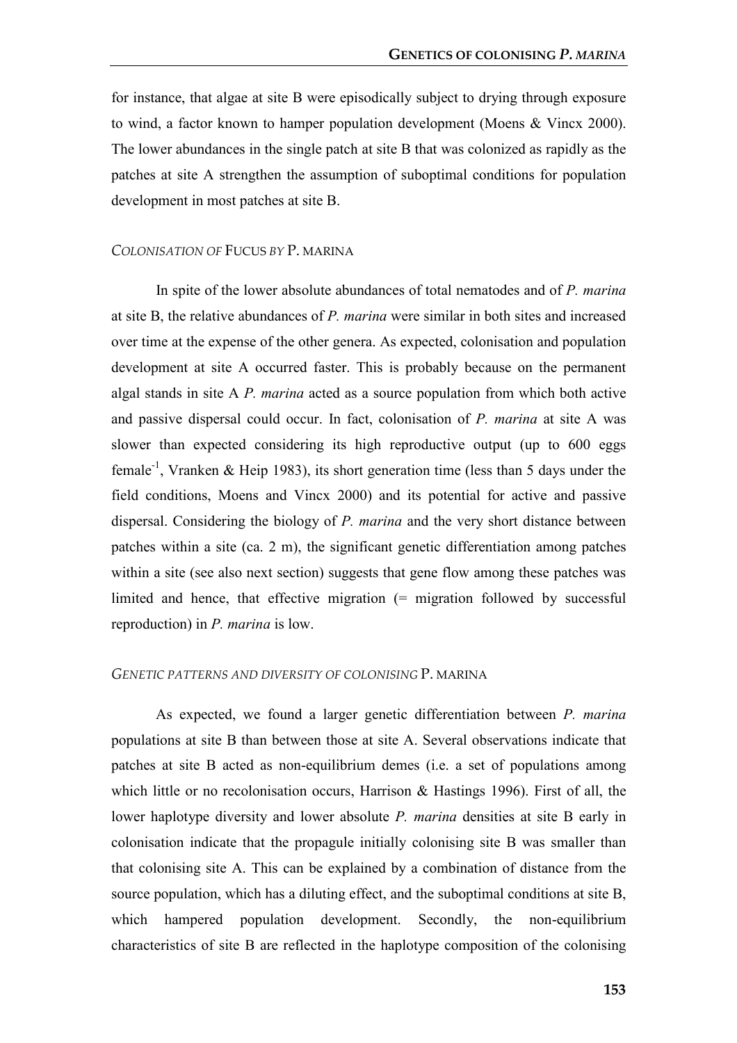for instance, that algae at site B were episodically subject to drying through exposure to wind, a factor known to hamper population development (Moens & Vincx 2000). The lower abundances in the single patch at site B that was colonized as rapidly as the patches at site A strengthen the assumption of suboptimal conditions for population development in most patches at site B.

### *COLONISATION OF* FUCUS *BY* P. MARINA

In spite of the lower absolute abundances of total nematodes and of *P. marina* at site B, the relative abundances of *P. marina* were similar in both sites and increased over time at the expense of the other genera. As expected, colonisation and population development at site A occurred faster. This is probably because on the permanent algal stands in site A *P. marina* acted as a source population from which both active and passive dispersal could occur. In fact, colonisation of *P. marina* at site A was slower than expected considering its high reproductive output (up to 600 eggs female$^{-1}$, Vranken & Heip 1983), its short generation time (less than 5 days under the field conditions, Moens and Vincx 2000) and its potential for active and passive dispersal. Considering the biology of *P. marina* and the very short distance between patches within a site (ca. 2 m), the significant genetic differentiation among patches within a site (see also next section) suggests that gene flow among these patches was limited and hence, that effective migration (= migration followed by successful reproduction) in *P. marina* is low.

### *GENETIC PATTERNS AND DIVERSITY OF COLONISING* P. MARINA

As expected, we found a larger genetic differentiation between *P. marina* populations at site B than between those at site A. Several observations indicate that patches at site B acted as non-equilibrium demes (i.e. a set of populations among which little or no recolonisation occurs, Harrison & Hastings 1996). First of all, the lower haplotype diversity and lower absolute *P. marina* densities at site B early in colonisation indicate that the propagule initially colonising site B was smaller than that colonising site A. This can be explained by a combination of distance from the source population, which has a diluting effect, and the suboptimal conditions at site B, which hampered population development. Secondly, the non-equilibrium characteristics of site B are reflected in the haplotype composition of the colonising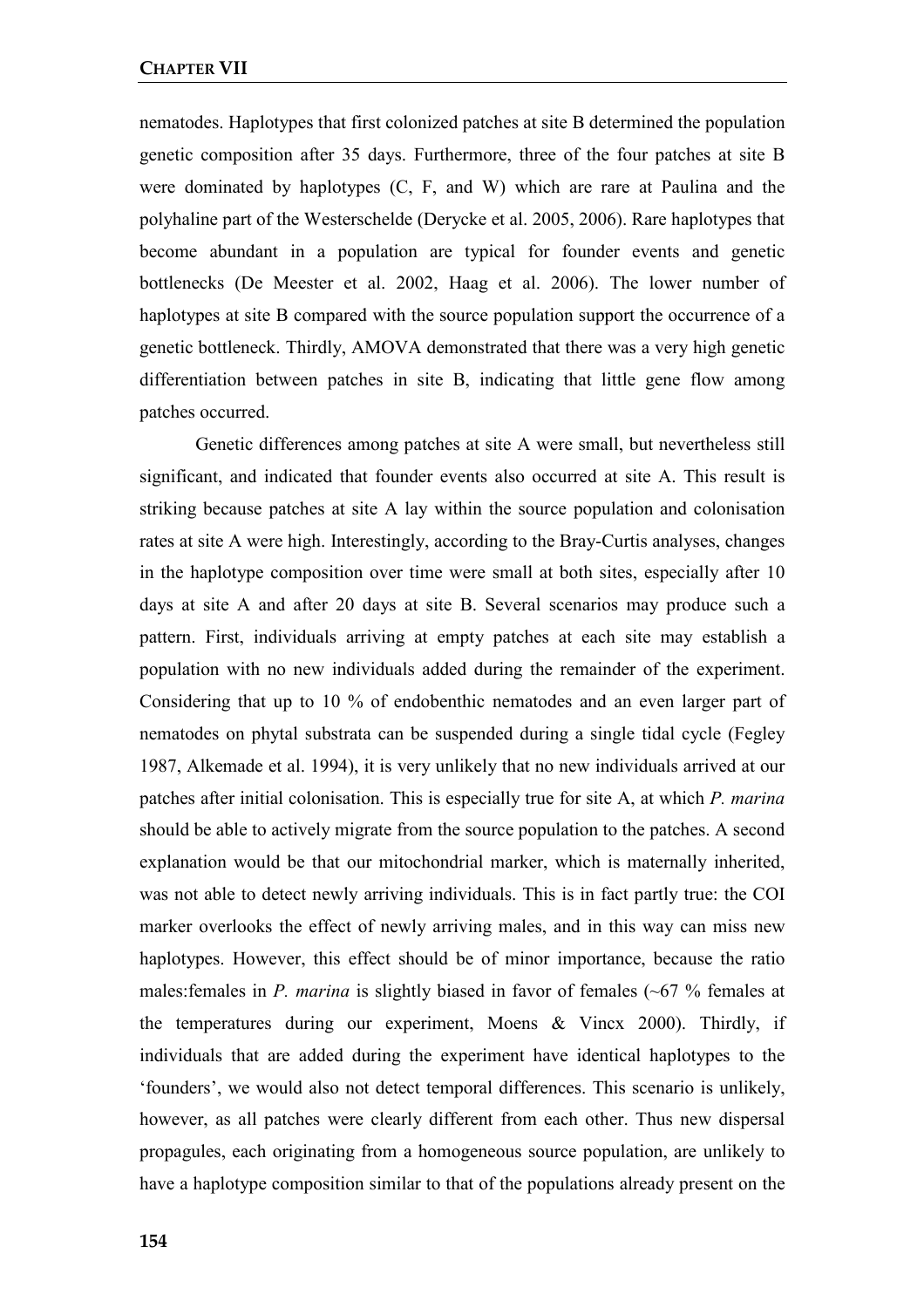nematodes. Haplotypes that first colonized patches at site B determined the population genetic composition after 35 days. Furthermore, three of the four patches at site B were dominated by haplotypes (C, F, and W) which are rare at Paulina and the polyhaline part of the Westerschelde (Derycke et al. 2005, 2006). Rare haplotypes that become abundant in a population are typical for founder events and genetic bottlenecks (De Meester et al. 2002, Haag et al. 2006). The lower number of haplotypes at site B compared with the source population support the occurrence of a genetic bottleneck. Thirdly, AMOVA demonstrated that there was a very high genetic differentiation between patches in site B, indicating that little gene flow among patches occurred.

Genetic differences among patches at site A were small, but nevertheless still significant, and indicated that founder events also occurred at site A. This result is striking because patches at site A lay within the source population and colonisation rates at site A were high. Interestingly, according to the Bray-Curtis analyses, changes in the haplotype composition over time were small at both sites, especially after 10 days at site A and after 20 days at site B. Several scenarios may produce such a pattern. First, individuals arriving at empty patches at each site may establish a population with no new individuals added during the remainder of the experiment. Considering that up to 10 % of endobenthic nematodes and an even larger part of nematodes on phytal substrata can be suspended during a single tidal cycle (Fegley 1987, Alkemade et al. 1994), it is very unlikely that no new individuals arrived at our patches after initial colonisation. This is especially true for site A, at which *P. marina* should be able to actively migrate from the source population to the patches. A second explanation would be that our mitochondrial marker, which is maternally inherited, was not able to detect newly arriving individuals. This is in fact partly true: the COI marker overlooks the effect of newly arriving males, and in this way can miss new haplotypes. However, this effect should be of minor importance, because the ratio males:females in *P. marina* is slightly biased in favor of females (~67 % females at the temperatures during our experiment, Moens & Vincx 2000). Thirdly, if individuals that are added during the experiment have identical haplotypes to the 'founders', we would also not detect temporal differences. This scenario is unlikely, however, as all patches were clearly different from each other. Thus new dispersal propagules, each originating from a homogeneous source population, are unlikely to have a haplotype composition similar to that of the populations already present on the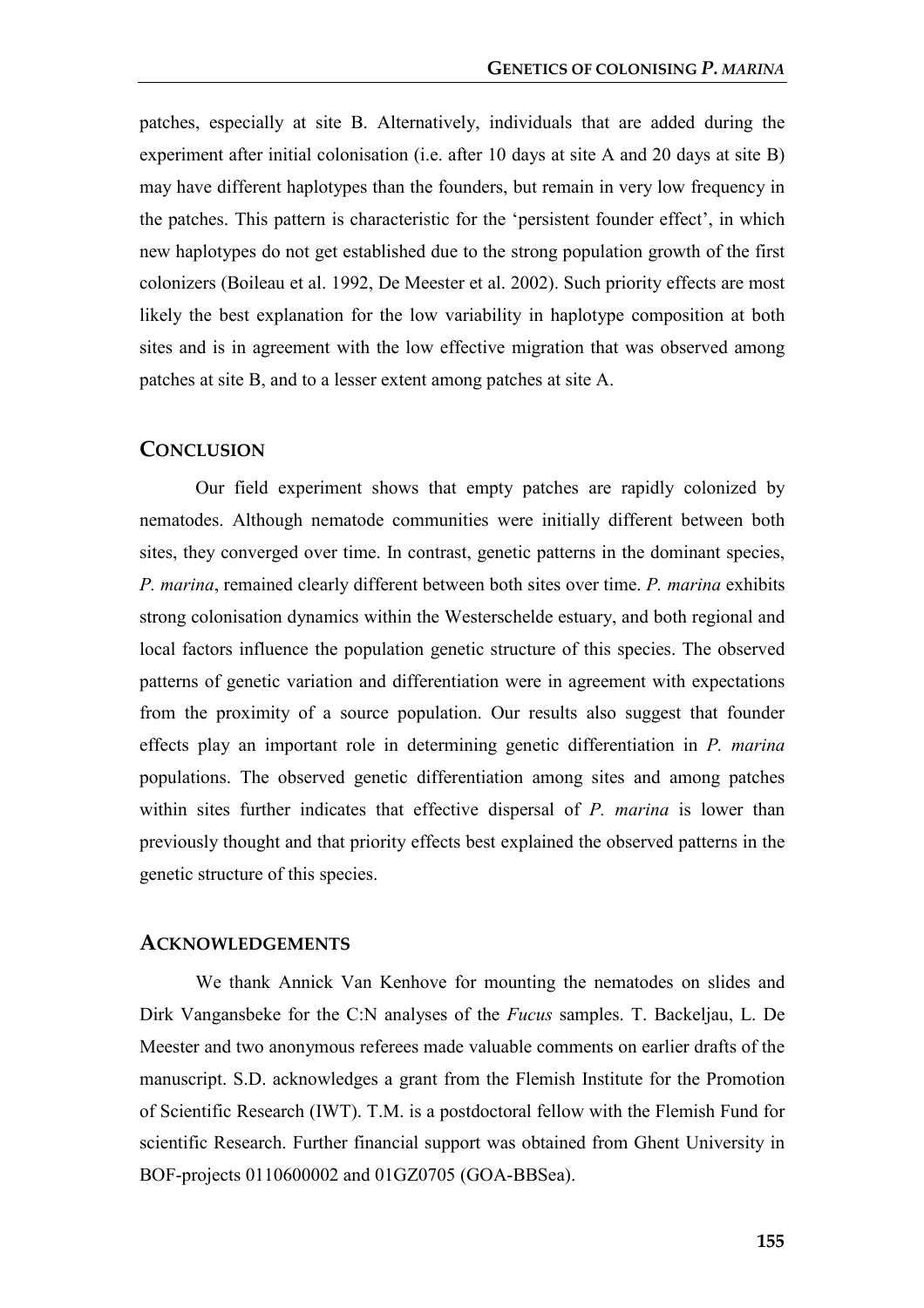patches, especially at site B. Alternatively, individuals that are added during the experiment after initial colonisation (i.e. after 10 days at site A and 20 days at site B) may have different haplotypes than the founders, but remain in very low frequency in the patches. This pattern is characteristic for the 'persistent founder effect', in which new haplotypes do not get established due to the strong population growth of the first colonizers (Boileau et al. 1992, De Meester et al. 2002). Such priority effects are most likely the best explanation for the low variability in haplotype composition at both sites and is in agreement with the low effective migration that was observed among patches at site B, and to a lesser extent among patches at site A.

## CONCLUSION

Our field experiment shows that empty patches are rapidly colonized by nematodes. Although nematode communities were initially different between both sites, they converged over time. In contrast, genetic patterns in the dominant species, *P. marina*, remained clearly different between both sites over time. *P. marina* exhibits strong colonisation dynamics within the Westerschelde estuary, and both regional and local factors influence the population genetic structure of this species. The observed patterns of genetic variation and differentiation were in agreement with expectations from the proximity of a source population. Our results also suggest that founder effects play an important role in determining genetic differentiation in *P. marina* populations. The observed genetic differentiation among sites and among patches within sites further indicates that effective dispersal of *P. marina* is lower than previously thought and that priority effects best explained the observed patterns in the genetic structure of this species.

## ACKNOWLEDGEMENTS

We thank Annick Van Kenhove for mounting the nematodes on slides and Dirk Vangansbeke for the C:N analyses of the *Fucus* samples. T. Backeljau, L. De Meester and two anonymous referees made valuable comments on earlier drafts of the manuscript. S.D. acknowledges a grant from the Flemish Institute for the Promotion of Scientific Research (IWT). T.M. is a postdoctoral fellow with the Flemish Fund for scientific Research. Further financial support was obtained from Ghent University in BOF-projects 0110600002 and 01GZ0705 (GOA-BBSea).